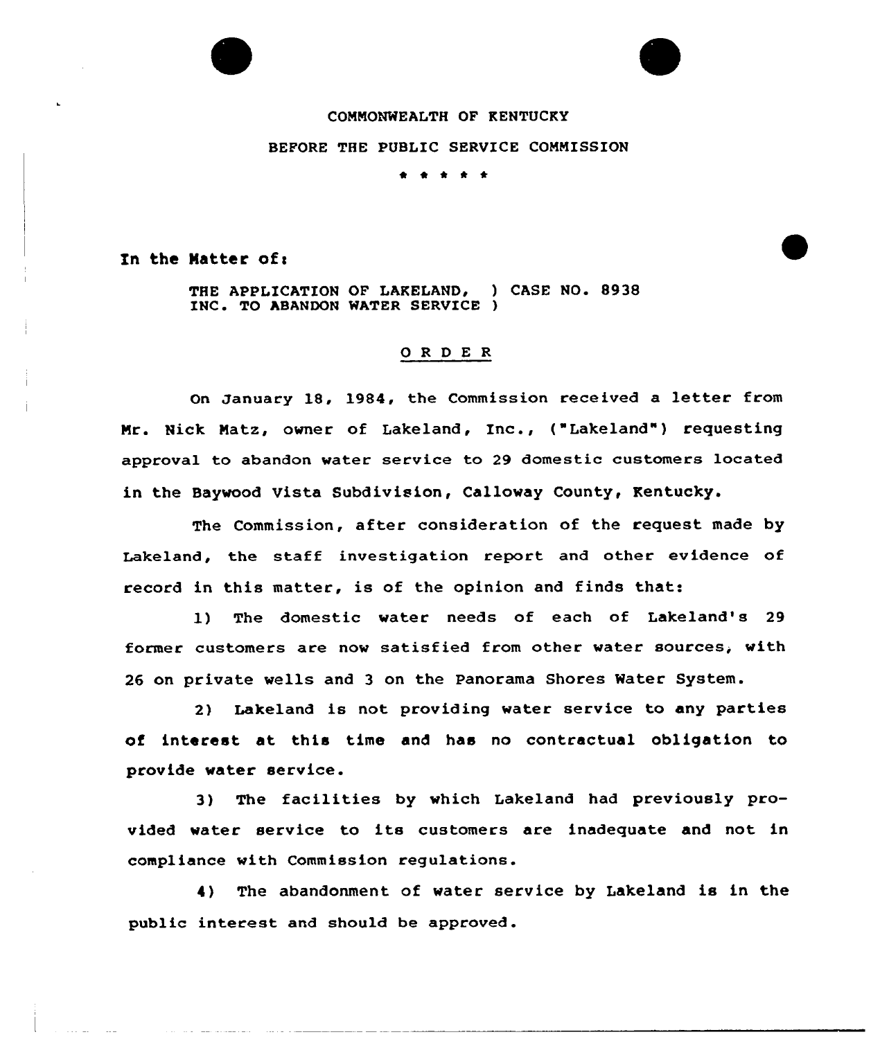COMMONWEALTH OF KENTUCKY

BEFORE THE PUBLIC SERVICE COMMISSION

\* \* \* \* \*

In the Matter of:

THE APPLICATION OF LAKELAND, ) CASE NO. 8938
INC. TO ABANDON WATER SERVICE )

## O R D E R

On January 18, 1984, the Commission received a letter from Mr. Nick Matz, owner of Lakeland, Inc., ("Lakeland") requesting approval to abandon water service to 29 domestic customers located in the Baywood Vista Subdivision, Calloway County, Kentucky.

The Commission, after consideration of the request made by Lakeland, the staff investigation report and other evidence of record in this matter, is of the opinion and finds that:

1) The domestic water needs of each of Lakeland's 29 former customers are now satisfied from other water sources, with 26 on private wells and 3 on the Panorama Shores Water System.

2) Lakeland is not providing water service to any parties of interest at this time and has no contractual obligation to provide water service.

3) The facilities by which Lakeland had previously provided water service to its customers are inadequate and not in compliance with Commission regulations.

4) The abandonment of water service by Lakeland is in the public interest and should be approved.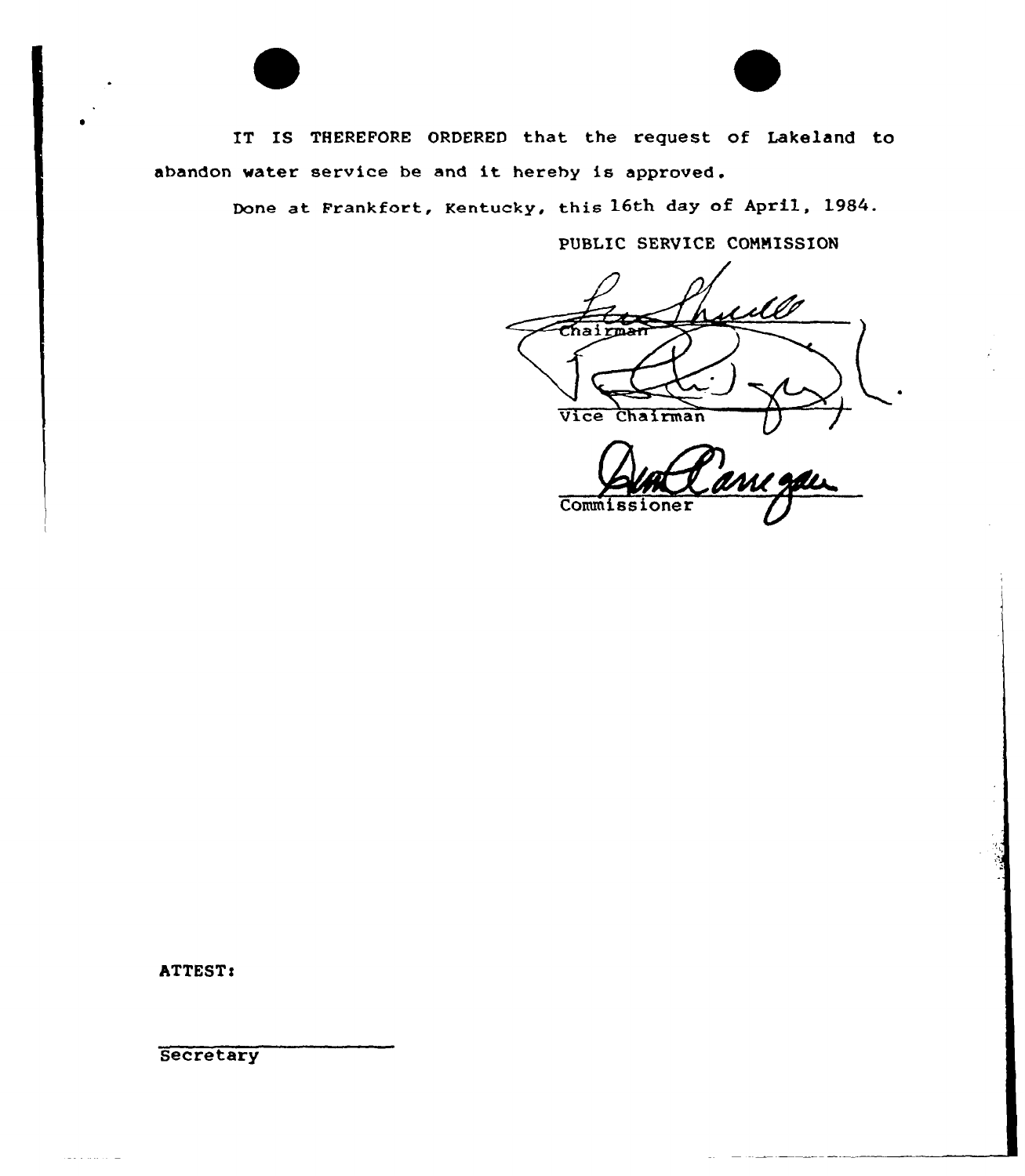IT IS THEREFORE ORDERED that the request of Lakeland to abandon water service be and it hereby is approved.

Done at Frankfort, Kentucky, this 16th day of April, 1984.

PUBLIC SERVICE COMMISSION

Chairman

Vice Chairman

Commissioner

ATTEST:

Secretary